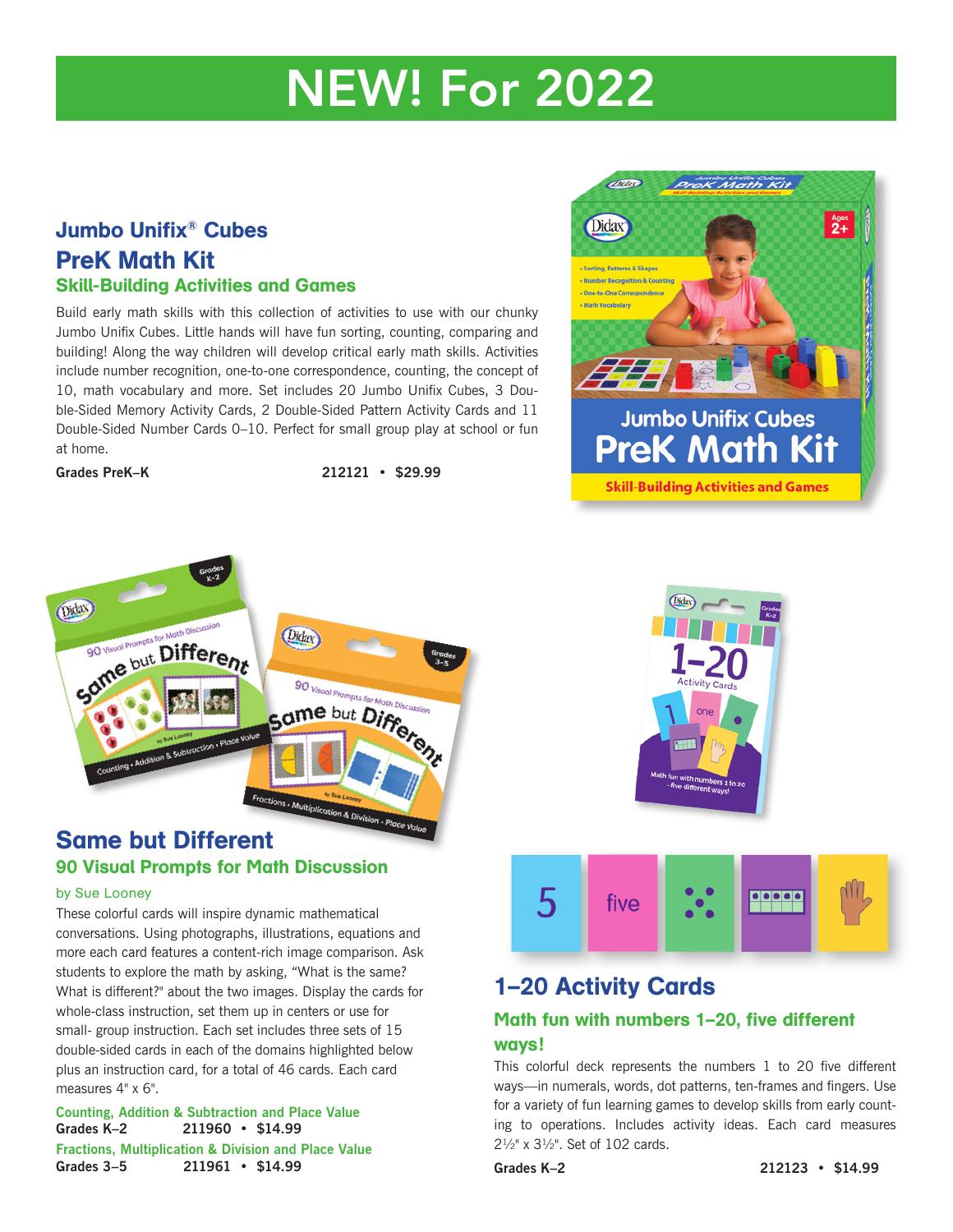# NEW! For 2022

## Jumbo Unifix® Cubes PreK Math Kit

### Skill-Building Activities and Games

Build early math skills with this collection of activities to use with our chunky Jumbo Unifix Cubes. Little hands will have fun sorting, counting, comparing and building! Along the way children will develop critical early math skills. Activities include number recognition, one-to-one correspondence, counting, the concept of 10, math vocabulary and more. Set includes 20 Jumbo Unifix Cubes, 3 Double-Sided Memory Activity Cards, 2 Double-Sided Pattern Activity Cards and 11 Double-Sided Number Cards 0–10. Perfect for small group play at school or fun at home.

**Grades PreK–K** 212121 • $29.99

## Same but Different

### 90 Visual Prompts for Math Discussion

by Sue Looney

These colorful cards will inspire dynamic mathematical conversations. Using photographs, illustrations, equations and more each card features a content-rich image comparison. Ask students to explore the math by asking, "What is the same? What is different?" about the two images. Display the cards for whole-class instruction, set them up in centers or use for small- group instruction. Each set includes three sets of 15 double-sided cards in each of the domains highlighted below plus an instruction card, for a total of 46 cards. Each card measures 4" x 6".

Counting, Addition & Subtraction and Place Value
**Grades K–2** 211960 • $14.99

Fractions, Multiplication & Division and Place Value
**Grades 3–5** 211961 • $14.99

## 1–20 Activity Cards

### Math fun with numbers 1–20, five different ways!

This colorful deck represents the numbers 1 to 20 five different ways—in numerals, words, dot patterns, ten-frames and fingers. Use for a variety of fun learning games to develop skills from early counting to operations. Includes activity ideas. Each card measures 2½" x 3½". Set of 102 cards.

**Grades K–2** 212123 • $14.99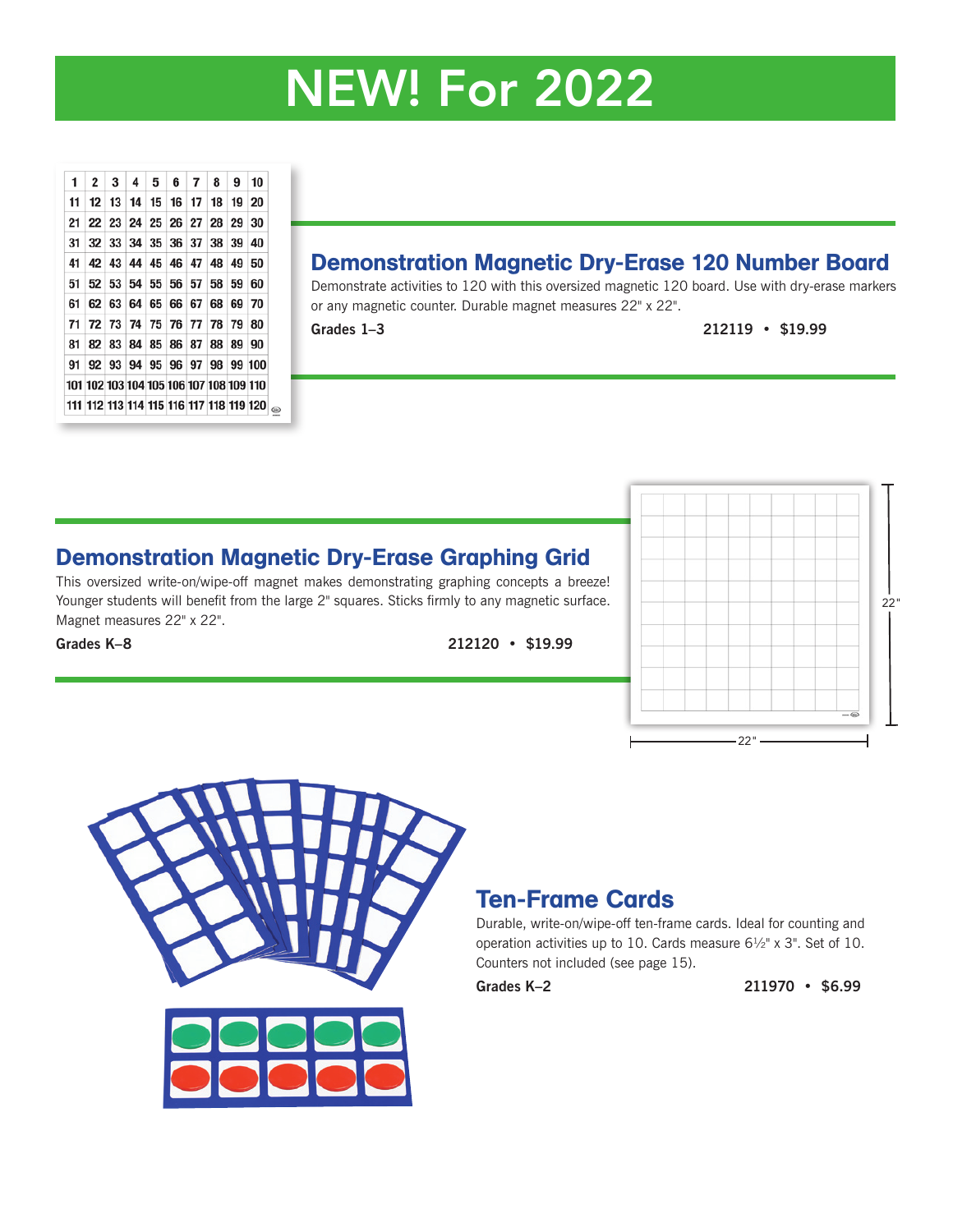# NEW! For 2022

## Demonstration Magnetic Dry-Erase 120 Number Board

Demonstrate activities to 120 with this oversized magnetic 120 board. Use with dry-erase markers or any magnetic counter. Durable magnet measures 22" x 22".

**Grades 1–3** **212119 • $19.99**

## Demonstration Magnetic Dry-Erase Graphing Grid

This oversized write-on/wipe-off magnet makes demonstrating graphing concepts a breeze! Younger students will benefit from the large 2" squares. Sticks firmly to any magnetic surface. Magnet measures 22" x 22".

**Grades K–8** **212120 • $19.99**

## Ten-Frame Cards

Durable, write-on/wipe-off ten-frame cards. Ideal for counting and operation activities up to 10. Cards measure 6½" x 3". Set of 10. Counters not included (see page 15).

**Grades K–2** **211970 • $6.99**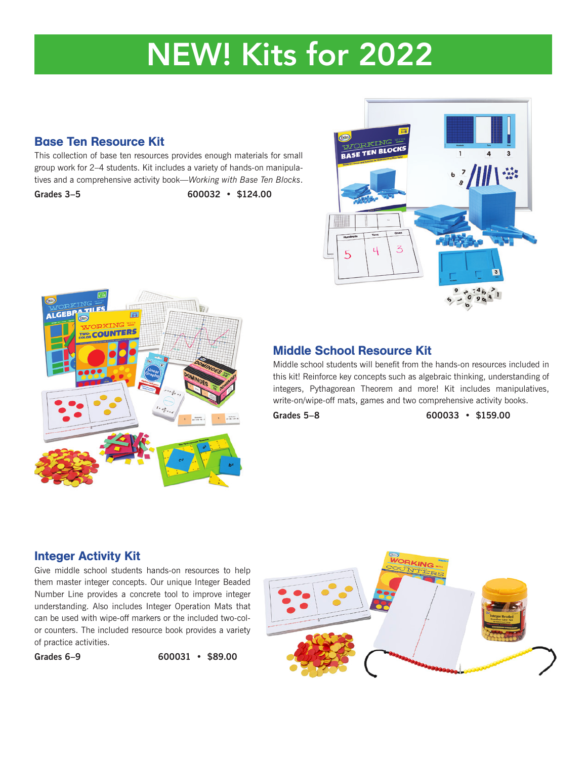# NEW! Kits for 2022

## Base Ten Resource Kit

This collection of base ten resources provides enough materials for small group work for 2–4 students. Kit includes a variety of hands-on manipulatives and a comprehensive activity book—*Working with Base Ten Blocks*.

**Grades 3–5** **600032 • $124.00**

## Middle School Resource Kit

Middle school students will benefit from the hands-on resources included in this kit! Reinforce key concepts such as algebraic thinking, understanding of integers, Pythagorean Theorem and more! Kit includes manipulatives, write-on/wipe-off mats, games and two comprehensive activity books.

**Grades 5–8** **600033 • $159.00**

## Integer Activity Kit

Give middle school students hands-on resources to help them master integer concepts. Our unique Integer Beaded Number Line provides a concrete tool to improve integer understanding. Also includes Integer Operation Mats that can be used with wipe-off markers or the included two-color counters. The included resource book provides a variety of practice activities.

**Grades 6–9** **600031 • $89.00**